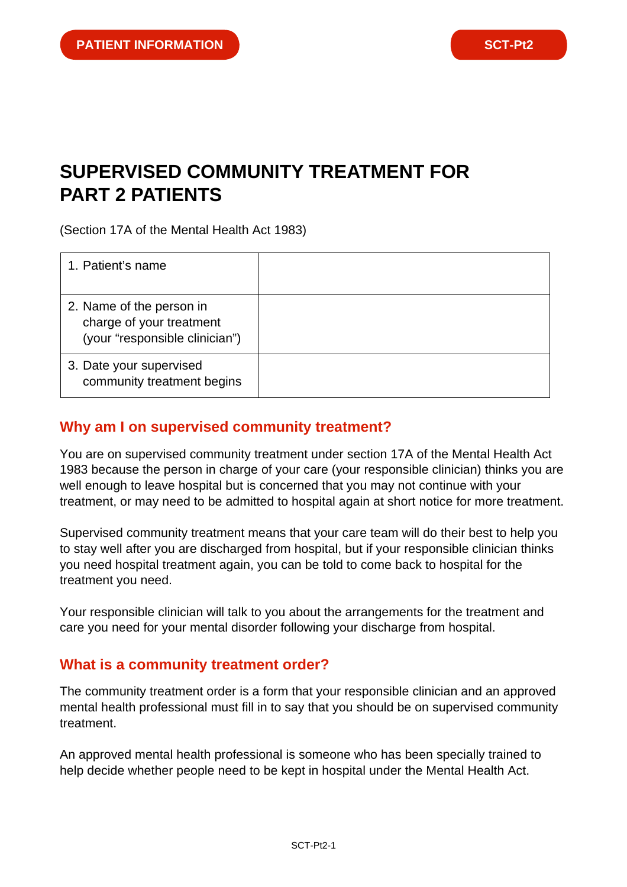PATIENT INFORMATION

SCT-Pt2

# SUPERVISED COMMUNITY TREATMENT FOR PART 2 PATIENTS

(Section 17A of the Mental Health Act 1983)

| | |
|---|---|
| 1. Patient's name | |
| 2. Name of the person in charge of your treatment (your "responsible clinician") | |
| 3. Date your supervised community treatment begins | |

## Why am I on supervised community treatment?

You are on supervised community treatment under section 17A of the Mental Health Act 1983 because the person in charge of your care (your responsible clinician) thinks you are well enough to leave hospital but is concerned that you may not continue with your treatment, or may need to be admitted to hospital again at short notice for more treatment.

Supervised community treatment means that your care team will do their best to help you to stay well after you are discharged from hospital, but if your responsible clinician thinks you need hospital treatment again, you can be told to come back to hospital for the treatment you need.

Your responsible clinician will talk to you about the arrangements for the treatment and care you need for your mental disorder following your discharge from hospital.

## What is a community treatment order?

The community treatment order is a form that your responsible clinician and an approved mental health professional must fill in to say that you should be on supervised community treatment.

An approved mental health professional is someone who has been specially trained to help decide whether people need to be kept in hospital under the Mental Health Act.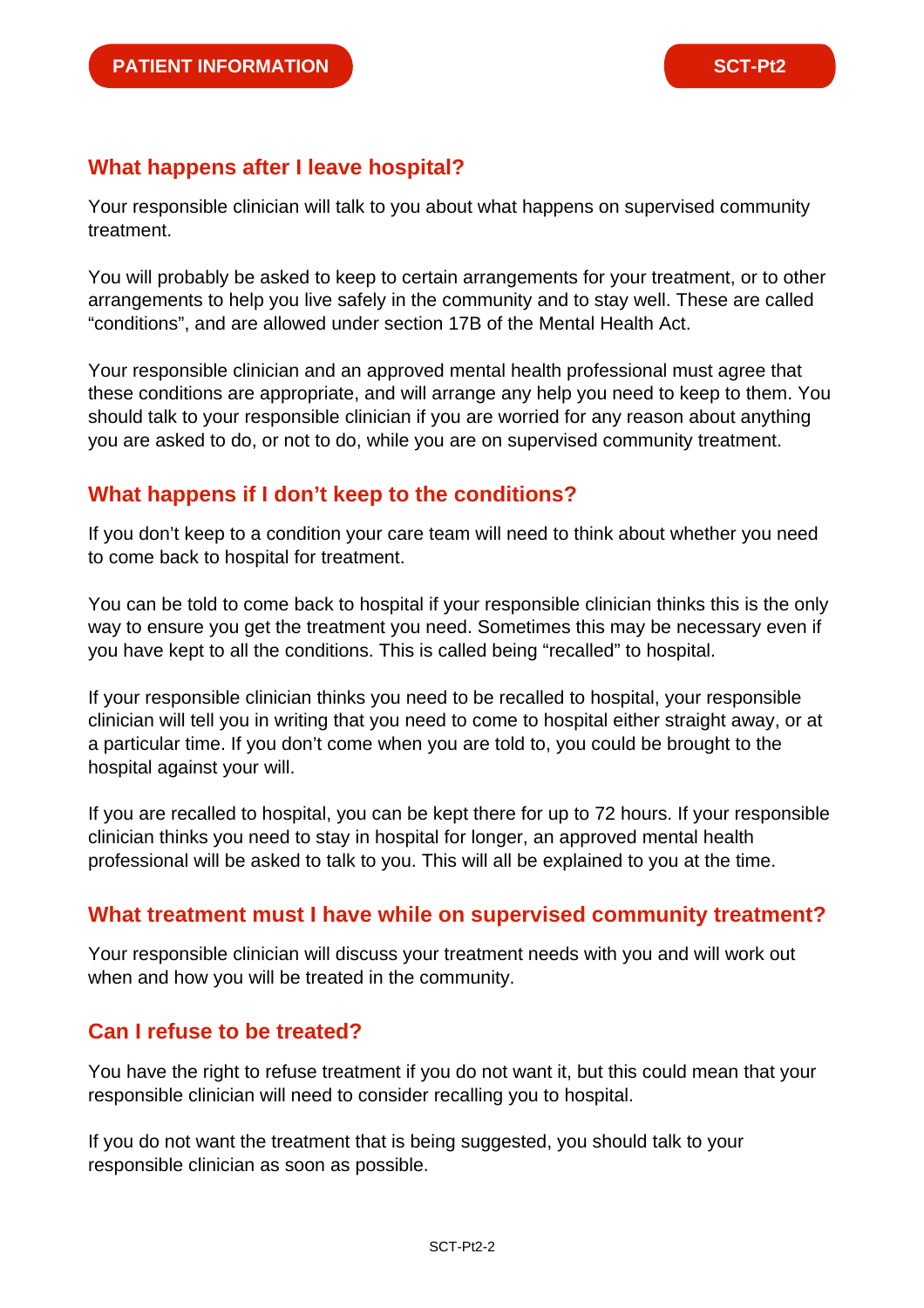## What happens after I leave hospital?

Your responsible clinician will talk to you about what happens on supervised community treatment.

You will probably be asked to keep to certain arrangements for your treatment, or to other arrangements to help you live safely in the community and to stay well. These are called “conditions”, and are allowed under section 17B of the Mental Health Act.

Your responsible clinician and an approved mental health professional must agree that these conditions are appropriate, and will arrange any help you need to keep to them. You should talk to your responsible clinician if you are worried for any reason about anything you are asked to do, or not to do, while you are on supervised community treatment.

## What happens if I don’t keep to the conditions?

If you don’t keep to a condition your care team will need to think about whether you need to come back to hospital for treatment.

You can be told to come back to hospital if your responsible clinician thinks this is the only way to ensure you get the treatment you need. Sometimes this may be necessary even if you have kept to all the conditions. This is called being “recalled” to hospital.

If your responsible clinician thinks you need to be recalled to hospital, your responsible clinician will tell you in writing that you need to come to hospital either straight away, or at a particular time. If you don’t come when you are told to, you could be brought to the hospital against your will.

If you are recalled to hospital, you can be kept there for up to 72 hours. If your responsible clinician thinks you need to stay in hospital for longer, an approved mental health professional will be asked to talk to you. This will all be explained to you at the time.

## What treatment must I have while on supervised community treatment?

Your responsible clinician will discuss your treatment needs with you and will work out when and how you will be treated in the community.

## Can I refuse to be treated?

You have the right to refuse treatment if you do not want it, but this could mean that your responsible clinician will need to consider recalling you to hospital.

If you do not want the treatment that is being suggested, you should talk to your responsible clinician as soon as possible.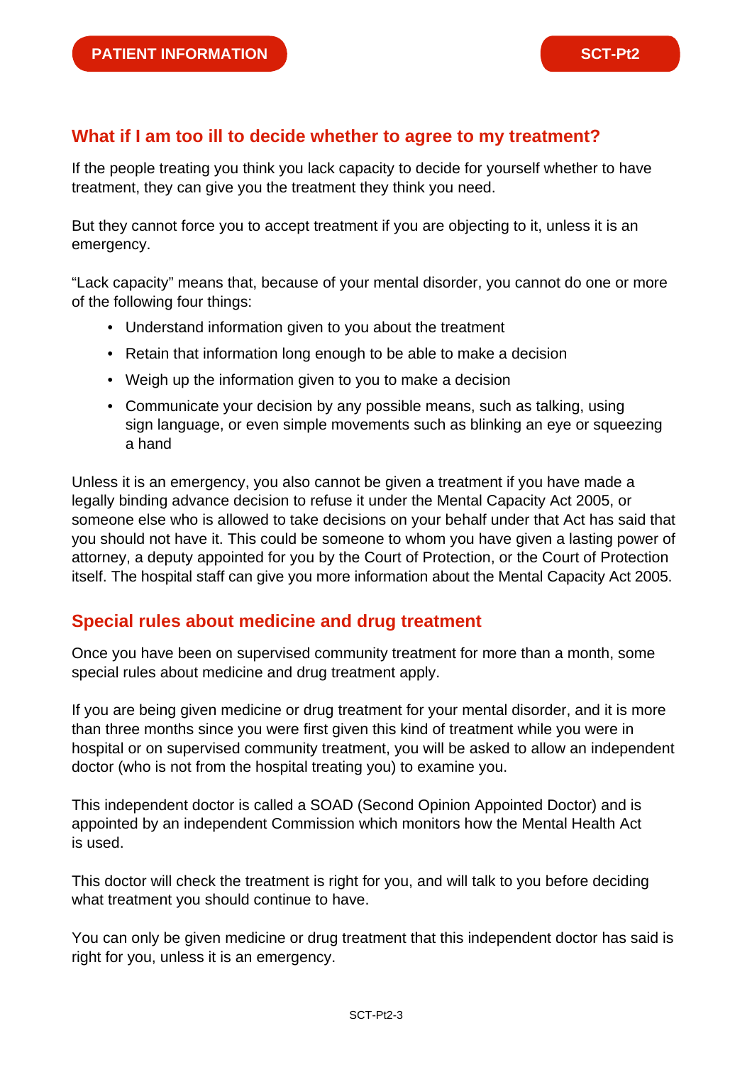## What if I am too ill to decide whether to agree to my treatment?

If the people treating you think you lack capacity to decide for yourself whether to have treatment, they can give you the treatment they think you need.

But they cannot force you to accept treatment if you are objecting to it, unless it is an emergency.

"Lack capacity" means that, because of your mental disorder, you cannot do one or more of the following four things:

- Understand information given to you about the treatment
- Retain that information long enough to be able to make a decision
- Weigh up the information given to you to make a decision
- Communicate your decision by any possible means, such as talking, using sign language, or even simple movements such as blinking an eye or squeezing a hand

Unless it is an emergency, you also cannot be given a treatment if you have made a legally binding advance decision to refuse it under the Mental Capacity Act 2005, or someone else who is allowed to take decisions on your behalf under that Act has said that you should not have it. This could be someone to whom you have given a lasting power of attorney, a deputy appointed for you by the Court of Protection, or the Court of Protection itself. The hospital staff can give you more information about the Mental Capacity Act 2005.

## Special rules about medicine and drug treatment

Once you have been on supervised community treatment for more than a month, some special rules about medicine and drug treatment apply.

If you are being given medicine or drug treatment for your mental disorder, and it is more than three months since you were first given this kind of treatment while you were in hospital or on supervised community treatment, you will be asked to allow an independent doctor (who is not from the hospital treating you) to examine you.

This independent doctor is called a SOAD (Second Opinion Appointed Doctor) and is appointed by an independent Commission which monitors how the Mental Health Act is used.

This doctor will check the treatment is right for you, and will talk to you before deciding what treatment you should continue to have.

You can only be given medicine or drug treatment that this independent doctor has said is right for you, unless it is an emergency.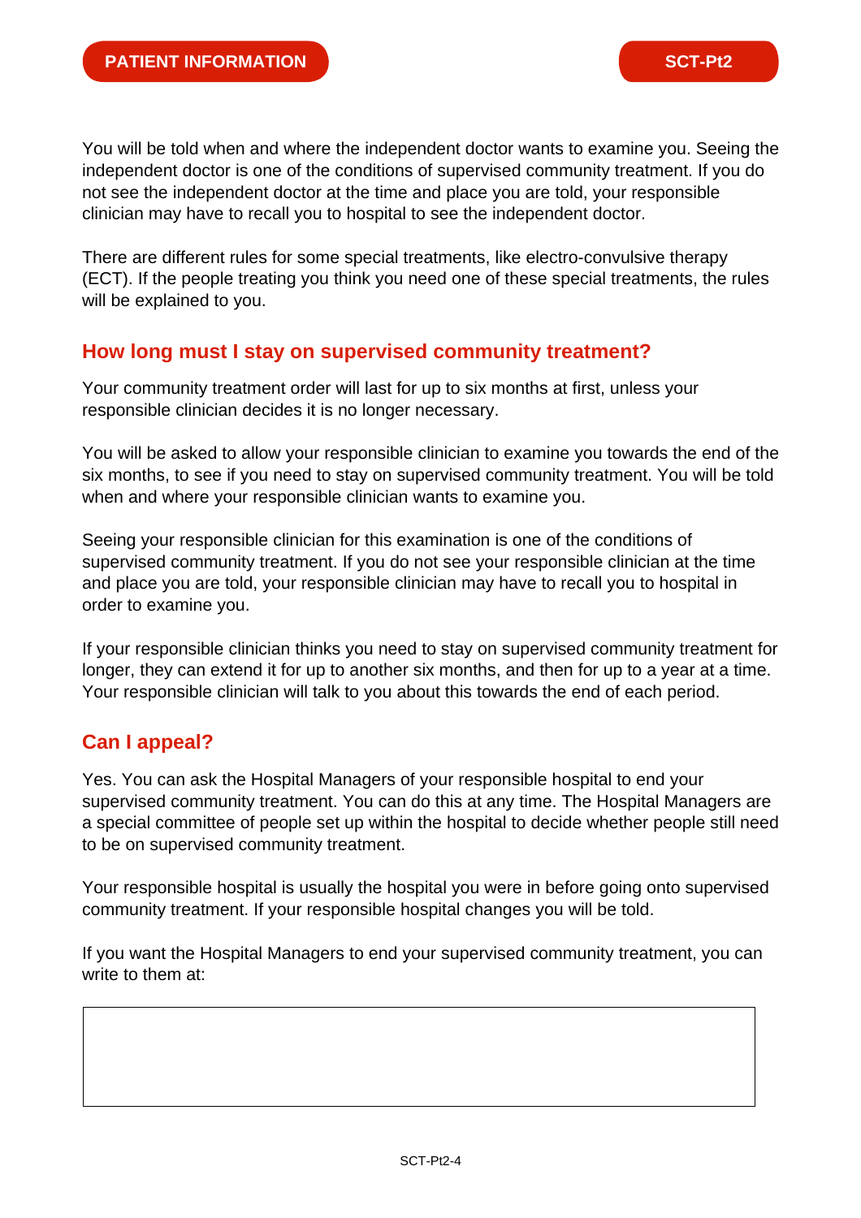You will be told when and where the independent doctor wants to examine you. Seeing the independent doctor is one of the conditions of supervised community treatment. If you do not see the independent doctor at the time and place you are told, your responsible clinician may have to recall you to hospital to see the independent doctor.

There are different rules for some special treatments, like electro-convulsive therapy (ECT). If the people treating you think you need one of these special treatments, the rules will be explained to you.

## How long must I stay on supervised community treatment?

Your community treatment order will last for up to six months at first, unless your responsible clinician decides it is no longer necessary.

You will be asked to allow your responsible clinician to examine you towards the end of the six months, to see if you need to stay on supervised community treatment. You will be told when and where your responsible clinician wants to examine you.

Seeing your responsible clinician for this examination is one of the conditions of supervised community treatment. If you do not see your responsible clinician at the time and place you are told, your responsible clinician may have to recall you to hospital in order to examine you.

If your responsible clinician thinks you need to stay on supervised community treatment for longer, they can extend it for up to another six months, and then for up to a year at a time. Your responsible clinician will talk to you about this towards the end of each period.

## Can I appeal?

Yes. You can ask the Hospital Managers of your responsible hospital to end your supervised community treatment. You can do this at any time. The Hospital Managers are a special committee of people set up within the hospital to decide whether people still need to be on supervised community treatment.

Your responsible hospital is usually the hospital you were in before going onto supervised community treatment. If your responsible hospital changes you will be told.

If you want the Hospital Managers to end your supervised community treatment, you can write to them at:

| |
|---|
| |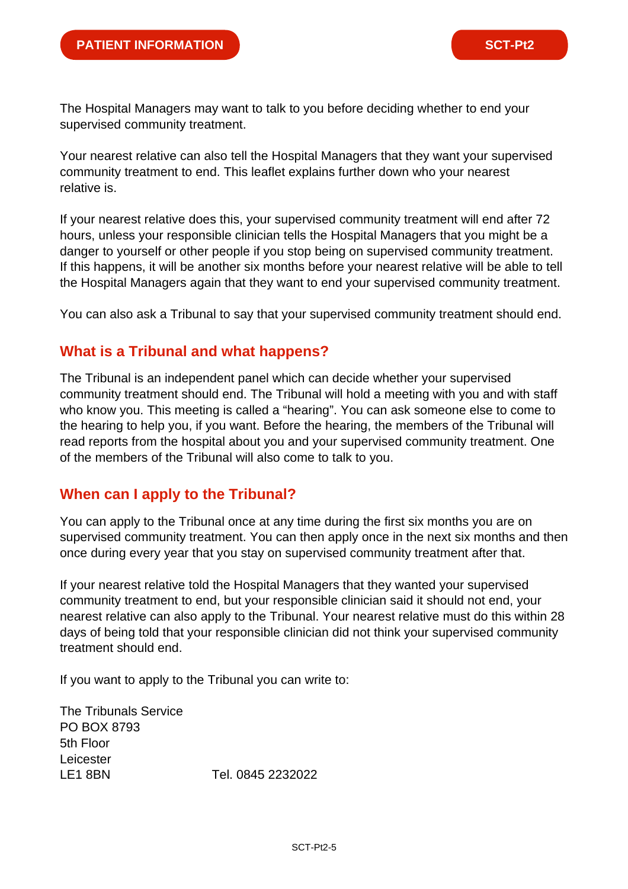The Hospital Managers may want to talk to you before deciding whether to end your supervised community treatment.

Your nearest relative can also tell the Hospital Managers that they want your supervised community treatment to end. This leaflet explains further down who your nearest relative is.

If your nearest relative does this, your supervised community treatment will end after 72 hours, unless your responsible clinician tells the Hospital Managers that you might be a danger to yourself or other people if you stop being on supervised community treatment. If this happens, it will be another six months before your nearest relative will be able to tell the Hospital Managers again that they want to end your supervised community treatment.

You can also ask a Tribunal to say that your supervised community treatment should end.

## What is a Tribunal and what happens?

The Tribunal is an independent panel which can decide whether your supervised community treatment should end. The Tribunal will hold a meeting with you and with staff who know you. This meeting is called a "hearing". You can ask someone else to come to the hearing to help you, if you want. Before the hearing, the members of the Tribunal will read reports from the hospital about you and your supervised community treatment. One of the members of the Tribunal will also come to talk to you.

## When can I apply to the Tribunal?

You can apply to the Tribunal once at any time during the first six months you are on supervised community treatment. You can then apply once in the next six months and then once during every year that you stay on supervised community treatment after that.

If your nearest relative told the Hospital Managers that they wanted your supervised community treatment to end, but your responsible clinician said it should not end, your nearest relative can also apply to the Tribunal. Your nearest relative must do this within 28 days of being told that your responsible clinician did not think your supervised community treatment should end.

If you want to apply to the Tribunal you can write to:

The Tribunals Service
PO BOX 8793
5th Floor
Leicester
LE1 8BN

Tel. 0845 2232022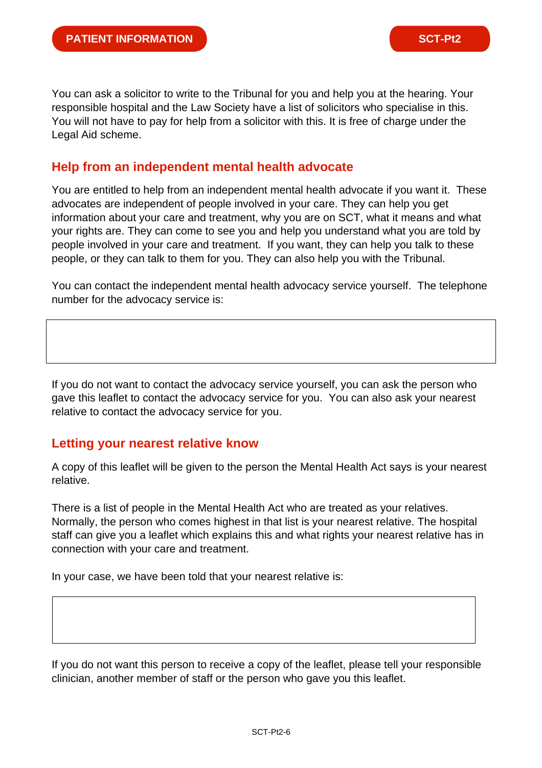You can ask a solicitor to write to the Tribunal for you and help you at the hearing. Your responsible hospital and the Law Society have a list of solicitors who specialise in this. You will not have to pay for help from a solicitor with this. It is free of charge under the Legal Aid scheme.

## Help from an independent mental health advocate

You are entitled to help from an independent mental health advocate if you want it. These advocates are independent of people involved in your care. They can help you get information about your care and treatment, why you are on SCT, what it means and what your rights are. They can come to see you and help you understand what you are told by people involved in your care and treatment. If you want, they can help you talk to these people, or they can talk to them for you. They can also help you with the Tribunal.

You can contact the independent mental health advocacy service yourself. The telephone number for the advocacy service is:

|   |
|---|
|   |

If you do not want to contact the advocacy service yourself, you can ask the person who gave this leaflet to contact the advocacy service for you. You can also ask your nearest relative to contact the advocacy service for you.

## Letting your nearest relative know

A copy of this leaflet will be given to the person the Mental Health Act says is your nearest relative.

There is a list of people in the Mental Health Act who are treated as your relatives. Normally, the person who comes highest in that list is your nearest relative. The hospital staff can give you a leaflet which explains this and what rights your nearest relative has in connection with your care and treatment.

In your case, we have been told that your nearest relative is:

|   |
|---|
|   |

If you do not want this person to receive a copy of the leaflet, please tell your responsible clinician, another member of staff or the person who gave you this leaflet.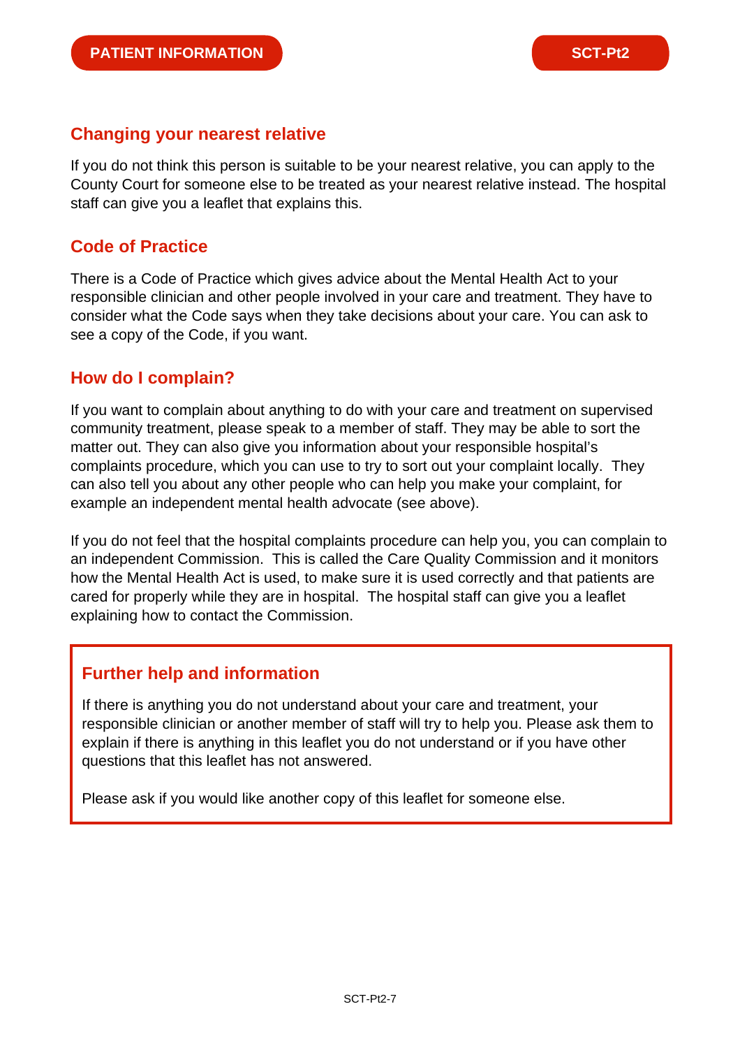## Changing your nearest relative

If you do not think this person is suitable to be your nearest relative, you can apply to the County Court for someone else to be treated as your nearest relative instead. The hospital staff can give you a leaflet that explains this.

## Code of Practice

There is a Code of Practice which gives advice about the Mental Health Act to your responsible clinician and other people involved in your care and treatment. They have to consider what the Code says when they take decisions about your care. You can ask to see a copy of the Code, if you want.

## How do I complain?

If you want to complain about anything to do with your care and treatment on supervised community treatment, please speak to a member of staff. They may be able to sort the matter out. They can also give you information about your responsible hospital's complaints procedure, which you can use to try to sort out your complaint locally. They can also tell you about any other people who can help you make your complaint, for example an independent mental health advocate (see above).

If you do not feel that the hospital complaints procedure can help you, you can complain to an independent Commission. This is called the Care Quality Commission and it monitors how the Mental Health Act is used, to make sure it is used correctly and that patients are cared for properly while they are in hospital. The hospital staff can give you a leaflet explaining how to contact the Commission.

## Further help and information

If there is anything you do not understand about your care and treatment, your responsible clinician or another member of staff will try to help you. Please ask them to explain if there is anything in this leaflet you do not understand or if you have other questions that this leaflet has not answered.

Please ask if you would like another copy of this leaflet for someone else.